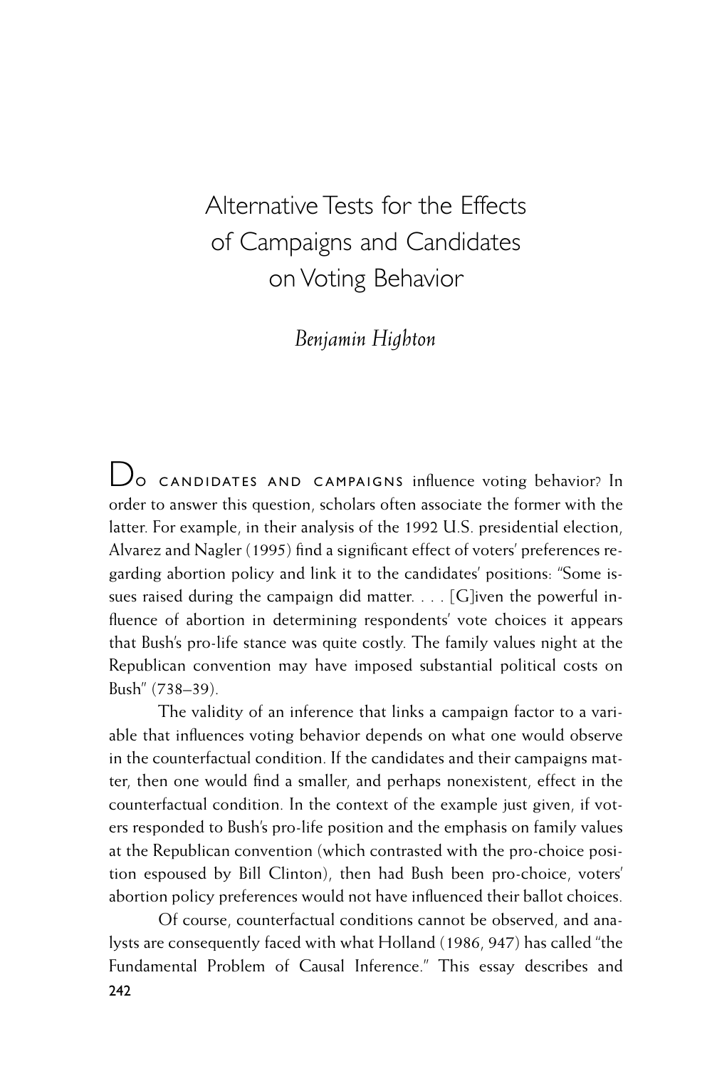# Alternative Tests for the Effects of Campaigns and Candidates on Voting Behavior

*Benjamin Highton*

DO CANDIDATES AND CAMPAIGNS influence voting behavior? In order to answer this question, scholars often associate the former with the latter. For example, in their analysis of the 1992 U.S. presidential election, Alvarez and Nagler (1995) find a significant effect of voters' preferences regarding abortion policy and link it to the candidates' positions: "Some issues raised during the campaign did matter. . . . [G]iven the powerful influence of abortion in determining respondents' vote choices it appears that Bush's pro-life stance was quite costly. The family values night at the Republican convention may have imposed substantial political costs on Bush" (738–39).

The validity of an inference that links a campaign factor to a variable that influences voting behavior depends on what one would observe in the counterfactual condition. If the candidates and their campaigns matter, then one would find a smaller, and perhaps nonexistent, effect in the counterfactual condition. In the context of the example just given, if voters responded to Bush's pro-life position and the emphasis on family values at the Republican convention (which contrasted with the pro-choice position espoused by Bill Clinton), then had Bush been pro-choice, voters' abortion policy preferences would not have influenced their ballot choices.

Of course, counterfactual conditions cannot be observed, and analysts are consequently faced with what Holland (1986, 947) has called "the Fundamental Problem of Causal Inference." This essay describes and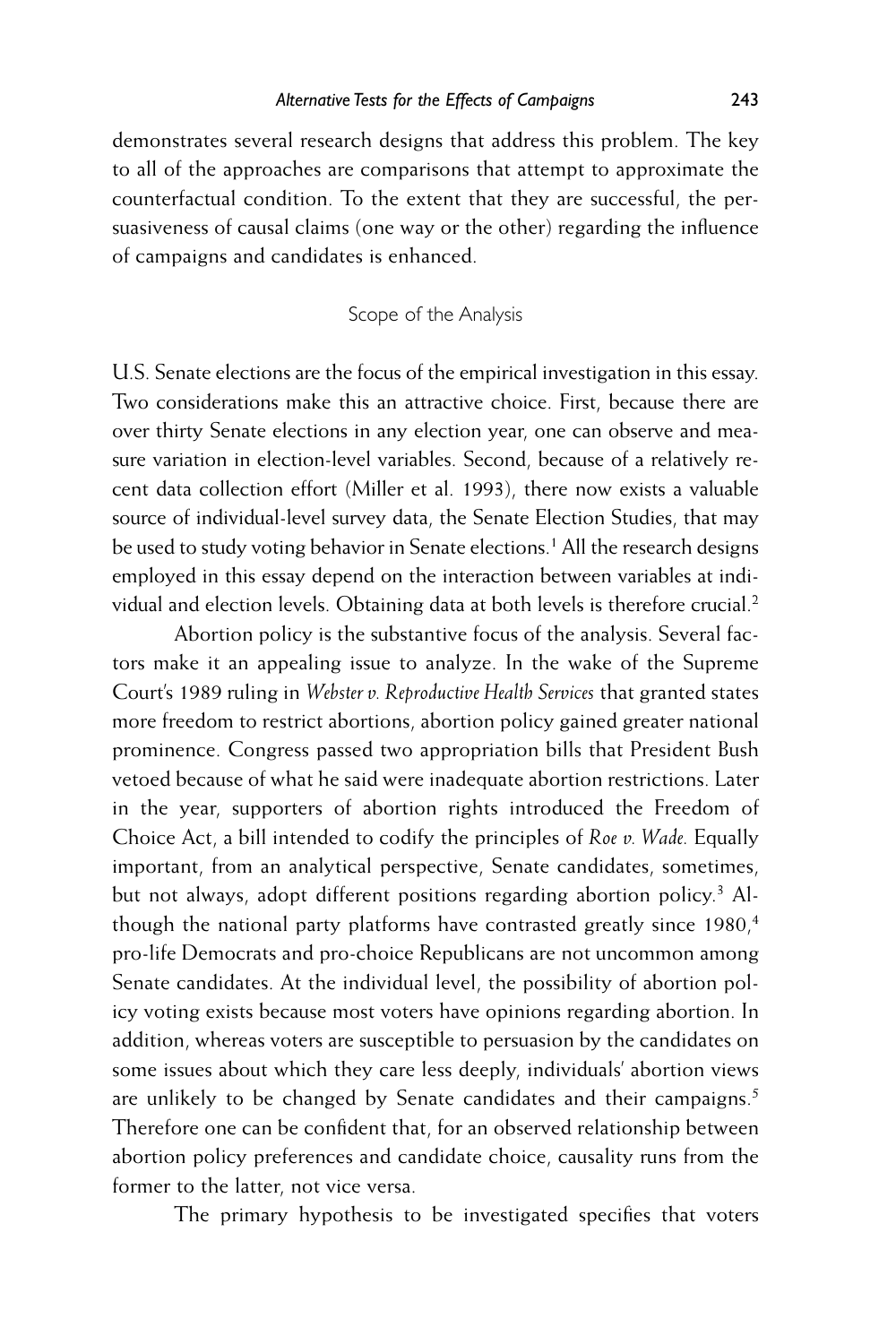demonstrates several research designs that address this problem. The key to all of the approaches are comparisons that attempt to approximate the counterfactual condition. To the extent that they are successful, the persuasiveness of causal claims (one way or the other) regarding the influence of campaigns and candidates is enhanced.

## Scope of the Analysis

U.S. Senate elections are the focus of the empirical investigation in this essay. Two considerations make this an attractive choice. First, because there are over thirty Senate elections in any election year, one can observe and measure variation in election-level variables. Second, because of a relatively recent data collection effort (Miller et al. 1993), there now exists a valuable source of individual-level survey data, the Senate Election Studies, that may be used to study voting behavior in Senate elections.[1] All the research designs employed in this essay depend on the interaction between variables at individual and election levels. Obtaining data at both levels is therefore crucial.[2]

Abortion policy is the substantive focus of the analysis. Several factors make it an appealing issue to analyze. In the wake of the Supreme Court's 1989 ruling in *Webster v. Reproductive Health Services* that granted states more freedom to restrict abortions, abortion policy gained greater national prominence. Congress passed two appropriation bills that President Bush vetoed because of what he said were inadequate abortion restrictions. Later in the year, supporters of abortion rights introduced the Freedom of Choice Act, a bill intended to codify the principles of *Roe v. Wade.* Equally important, from an analytical perspective, Senate candidates, sometimes, but not always, adopt different positions regarding abortion policy.[3] Although the national party platforms have contrasted greatly since 1980,[4] pro-life Democrats and pro-choice Republicans are not uncommon among Senate candidates. At the individual level, the possibility of abortion policy voting exists because most voters have opinions regarding abortion. In addition, whereas voters are susceptible to persuasion by the candidates on some issues about which they care less deeply, individuals' abortion views are unlikely to be changed by Senate candidates and their campaigns.[5] Therefore one can be confident that, for an observed relationship between abortion policy preferences and candidate choice, causality runs from the former to the latter, not vice versa.

The primary hypothesis to be investigated specifies that voters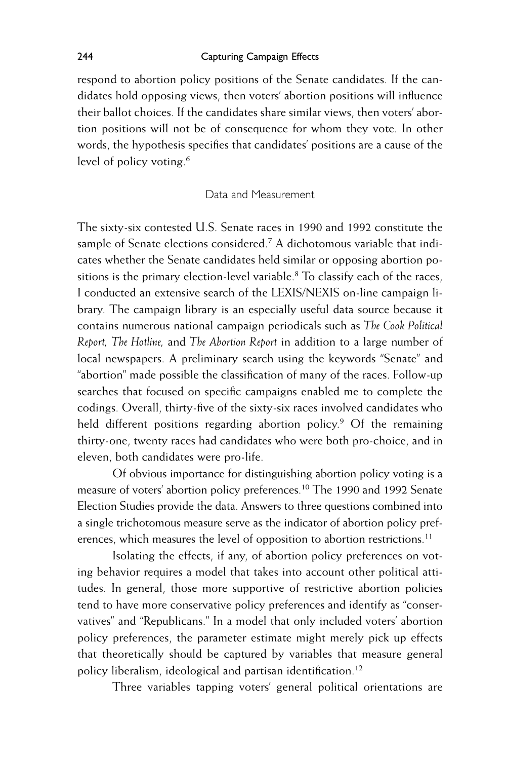respond to abortion policy positions of the Senate candidates. If the candidates hold opposing views, then voters' abortion positions will influence their ballot choices. If the candidates share similar views, then voters' abortion positions will not be of consequence for whom they vote. In other words, the hypothesis specifies that candidates' positions are a cause of the level of policy voting.[6]

## Data and Measurement

The sixty-six contested U.S. Senate races in 1990 and 1992 constitute the sample of Senate elections considered.[7] A dichotomous variable that indicates whether the Senate candidates held similar or opposing abortion positions is the primary election-level variable.[8] To classify each of the races, I conducted an extensive search of the LEXIS/NEXIS on-line campaign library. The campaign library is an especially useful data source because it contains numerous national campaign periodicals such as *The Cook Political Report, The Hotline,* and *The Abortion Report* in addition to a large number of local newspapers. A preliminary search using the keywords "Senate" and "abortion" made possible the classification of many of the races. Follow-up searches that focused on specific campaigns enabled me to complete the codings. Overall, thirty-five of the sixty-six races involved candidates who held different positions regarding abortion policy.[9] Of the remaining thirty-one, twenty races had candidates who were both pro-choice, and in eleven, both candidates were pro-life.

Of obvious importance for distinguishing abortion policy voting is a measure of voters' abortion policy preferences.[10] The 1990 and 1992 Senate Election Studies provide the data. Answers to three questions combined into a single trichotomous measure serve as the indicator of abortion policy preferences, which measures the level of opposition to abortion restrictions.[11]

Isolating the effects, if any, of abortion policy preferences on voting behavior requires a model that takes into account other political attitudes. In general, those more supportive of restrictive abortion policies tend to have more conservative policy preferences and identify as "conservatives" and "Republicans." In a model that only included voters' abortion policy preferences, the parameter estimate might merely pick up effects that theoretically should be captured by variables that measure general policy liberalism, ideological and partisan identification.[12]

Three variables tapping voters' general political orientations are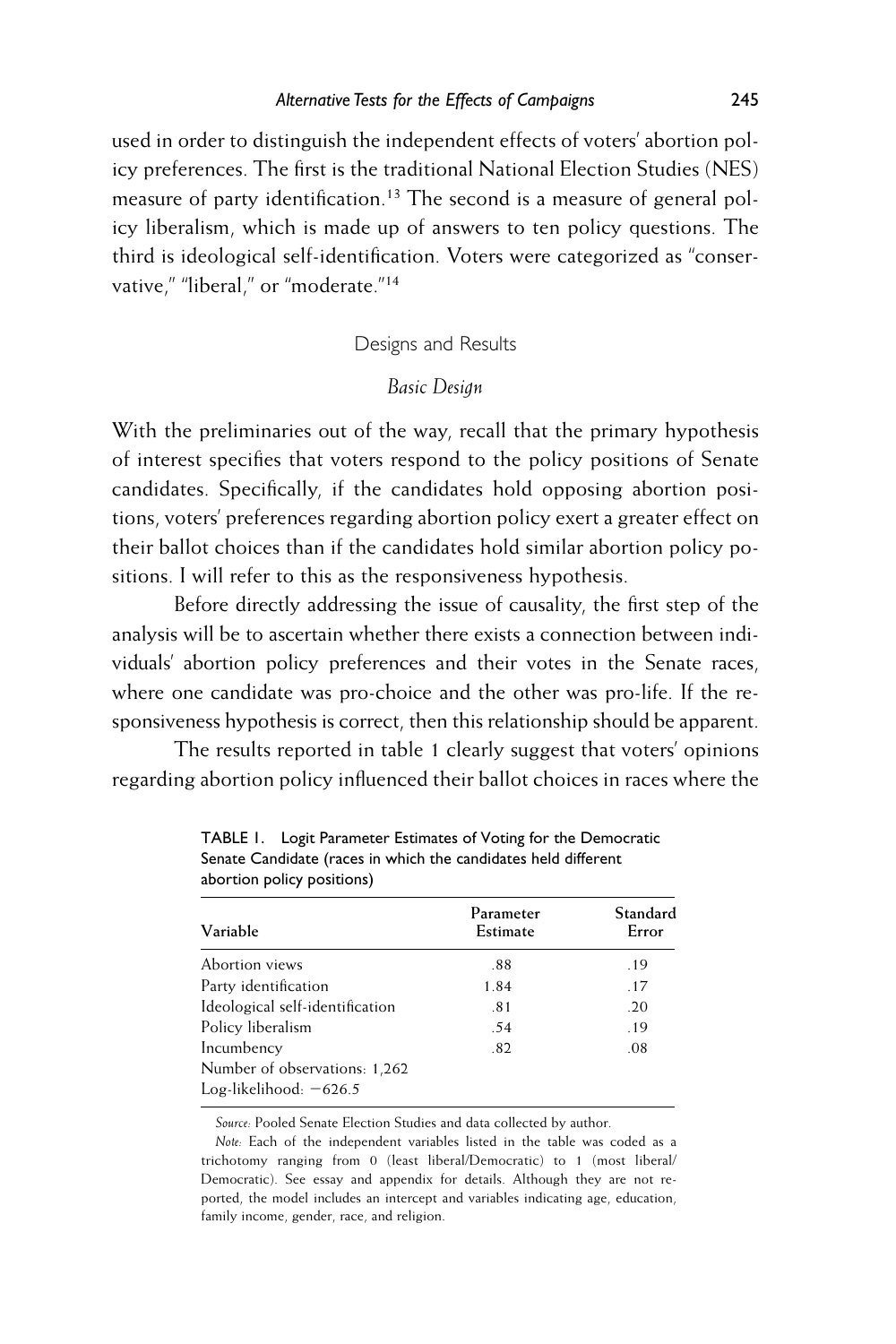used in order to distinguish the independent effects of voters' abortion policy preferences. The first is the traditional National Election Studies (NES) measure of party identification.[13] The second is a measure of general policy liberalism, which is made up of answers to ten policy questions. The third is ideological self-identification. Voters were categorized as "conservative," "liberal," or "moderate."[14]

## Designs and Results

### *Basic Design*

With the preliminaries out of the way, recall that the primary hypothesis of interest specifies that voters respond to the policy positions of Senate candidates. Specifically, if the candidates hold opposing abortion positions, voters' preferences regarding abortion policy exert a greater effect on their ballot choices than if the candidates hold similar abortion policy positions. I will refer to this as the responsiveness hypothesis.

Before directly addressing the issue of causality, the first step of the analysis will be to ascertain whether there exists a connection between individuals' abortion policy preferences and their votes in the Senate races, where one candidate was pro-choice and the other was pro-life. If the responsiveness hypothesis is correct, then this relationship should be apparent.

The results reported in table 1 clearly suggest that voters' opinions regarding abortion policy influenced their ballot choices in races where the

TABLE 1. Logit Parameter Estimates of Voting for the Democratic Senate Candidate (races in which the candidates held different abortion policy positions)

| Variable | Parameter Estimate | Standard Error |
|---|---|---|
| Abortion views | .88 | .19 |
| Party identification | 1.84 | .17 |
| Ideological self-identification | .81 | .20 |
| Policy liberalism | .54 | .19 |
| Incumbency | .82 | .08 |
| Number of observations: 1,262 | | |
| Log-likelihood: −626.5 | | |

*Source:* Pooled Senate Election Studies and data collected by author.

*Note:* Each of the independent variables listed in the table was coded as a trichotomy ranging from 0 (least liberal/Democratic) to 1 (most liberal/Democratic). See essay and appendix for details. Although they are not reported, the model includes an intercept and variables indicating age, education, family income, gender, race, and religion.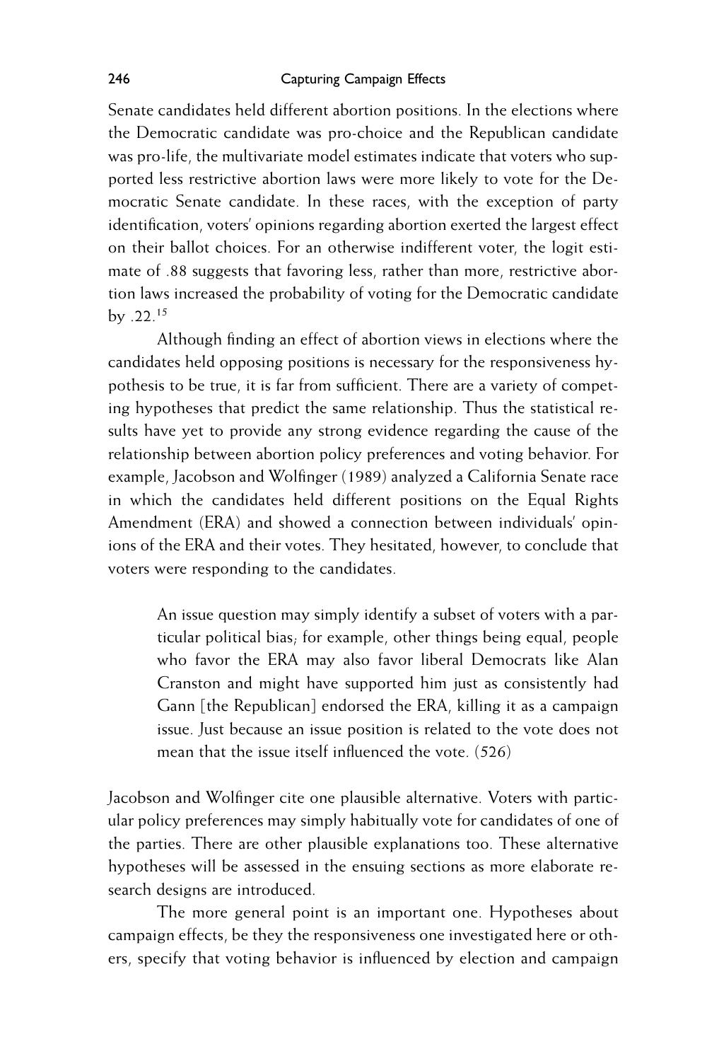Senate candidates held different abortion positions. In the elections where the Democratic candidate was pro-choice and the Republican candidate was pro-life, the multivariate model estimates indicate that voters who supported less restrictive abortion laws were more likely to vote for the Democratic Senate candidate. In these races, with the exception of party identification, voters' opinions regarding abortion exerted the largest effect on their ballot choices. For an otherwise indifferent voter, the logit estimate of .88 suggests that favoring less, rather than more, restrictive abortion laws increased the probability of voting for the Democratic candidate by .22.[15]

Although finding an effect of abortion views in elections where the candidates held opposing positions is necessary for the responsiveness hypothesis to be true, it is far from sufficient. There are a variety of competing hypotheses that predict the same relationship. Thus the statistical results have yet to provide any strong evidence regarding the cause of the relationship between abortion policy preferences and voting behavior. For example, Jacobson and Wolfinger (1989) analyzed a California Senate race in which the candidates held different positions on the Equal Rights Amendment (ERA) and showed a connection between individuals' opinions of the ERA and their votes. They hesitated, however, to conclude that voters were responding to the candidates.

> An issue question may simply identify a subset of voters with a particular political bias; for example, other things being equal, people who favor the ERA may also favor liberal Democrats like Alan Cranston and might have supported him just as consistently had Gann [the Republican] endorsed the ERA, killing it as a campaign issue. Just because an issue position is related to the vote does not mean that the issue itself influenced the vote. (526)

Jacobson and Wolfinger cite one plausible alternative. Voters with particular policy preferences may simply habitually vote for candidates of one of the parties. There are other plausible explanations too. These alternative hypotheses will be assessed in the ensuing sections as more elaborate research designs are introduced.

The more general point is an important one. Hypotheses about campaign effects, be they the responsiveness one investigated here or others, specify that voting behavior is influenced by election and campaign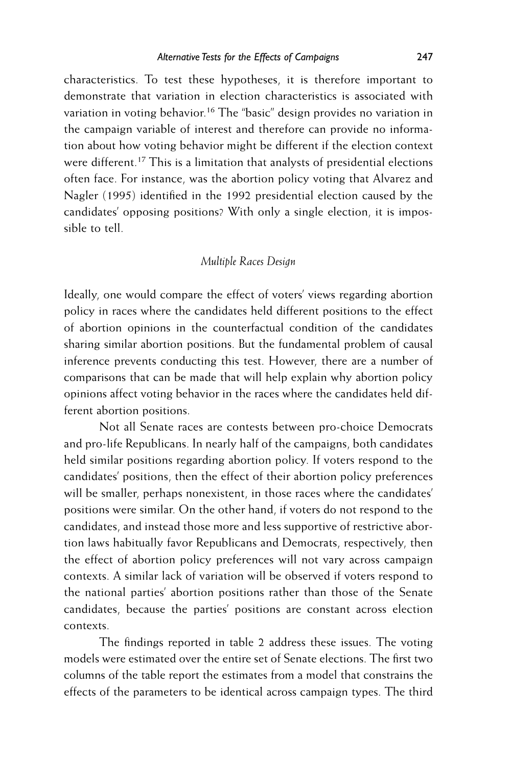characteristics. To test these hypotheses, it is therefore important to demonstrate that variation in election characteristics is associated with variation in voting behavior.[16] The "basic" design provides no variation in the campaign variable of interest and therefore can provide no information about how voting behavior might be different if the election context were different.[17] This is a limitation that analysts of presidential elections often face. For instance, was the abortion policy voting that Alvarez and Nagler (1995) identified in the 1992 presidential election caused by the candidates' opposing positions? With only a single election, it is impossible to tell.

### *Multiple Races Design*

Ideally, one would compare the effect of voters' views regarding abortion policy in races where the candidates held different positions to the effect of abortion opinions in the counterfactual condition of the candidates sharing similar abortion positions. But the fundamental problem of causal inference prevents conducting this test. However, there are a number of comparisons that can be made that will help explain why abortion policy opinions affect voting behavior in the races where the candidates held different abortion positions.

Not all Senate races are contests between pro-choice Democrats and pro-life Republicans. In nearly half of the campaigns, both candidates held similar positions regarding abortion policy. If voters respond to the candidates' positions, then the effect of their abortion policy preferences will be smaller, perhaps nonexistent, in those races where the candidates' positions were similar. On the other hand, if voters do not respond to the candidates, and instead those more and less supportive of restrictive abortion laws habitually favor Republicans and Democrats, respectively, then the effect of abortion policy preferences will not vary across campaign contexts. A similar lack of variation will be observed if voters respond to the national parties' abortion positions rather than those of the Senate candidates, because the parties' positions are constant across election contexts.

The findings reported in table 2 address these issues. The voting models were estimated over the entire set of Senate elections. The first two columns of the table report the estimates from a model that constrains the effects of the parameters to be identical across campaign types. The third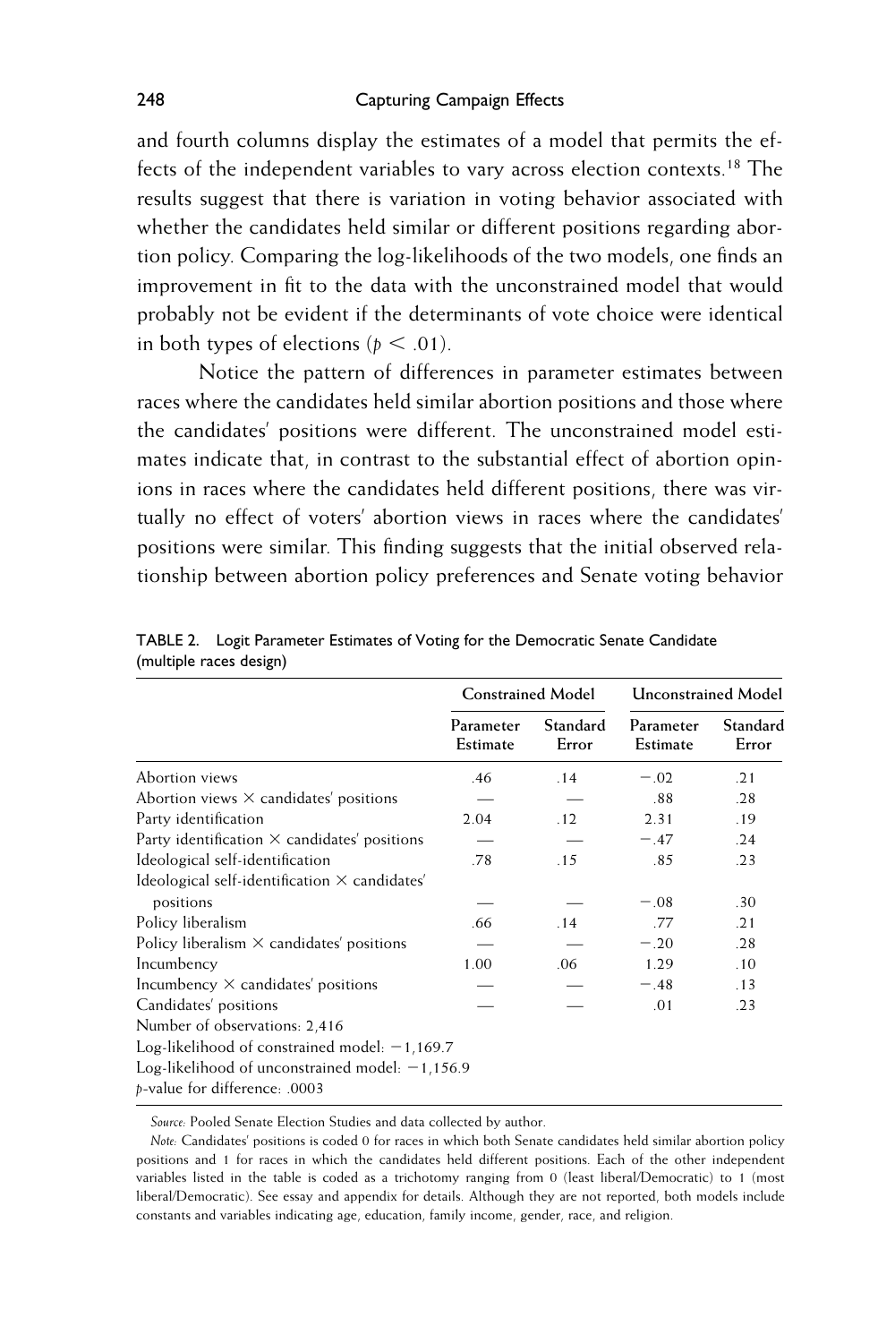and fourth columns display the estimates of a model that permits the effects of the independent variables to vary across election contexts.[18] The results suggest that there is variation in voting behavior associated with whether the candidates held similar or different positions regarding abortion policy. Comparing the log-likelihoods of the two models, one finds an improvement in fit to the data with the unconstrained model that would probably not be evident if the determinants of vote choice were identical in both types of elections ($p < .01$).

Notice the pattern of differences in parameter estimates between races where the candidates held similar abortion positions and those where the candidates' positions were different. The unconstrained model estimates indicate that, in contrast to the substantial effect of abortion opinions in races where the candidates held different positions, there was virtually no effect of voters' abortion views in races where the candidates' positions were similar. This finding suggests that the initial observed relationship between abortion policy preferences and Senate voting behavior

TABLE 2. Logit Parameter Estimates of Voting for the Democratic Senate Candidate (multiple races design)

| | Constrained Model | | Unconstrained Model | |
|---|---|---|---|---|
| | Parameter Estimate | Standard Error | Parameter Estimate | Standard Error |
| Abortion views | .46 | .14 | −.02 | .21 |
| Abortion views × candidates' positions | — | — | .88 | .28 |
| Party identification | 2.04 | .12 | 2.31 | .19 |
| Party identification × candidates' positions | — | — | −.47 | .24 |
| Ideological self-identification | .78 | .15 | .85 | .23 |
| Ideological self-identification × candidates' positions | — | — | −.08 | .30 |
| Policy liberalism | .66 | .14 | .77 | .21 |
| Policy liberalism × candidates' positions | — | — | −.20 | .28 |
| Incumbency | 1.00 | .06 | 1.29 | .10 |
| Incumbency × candidates' positions | — | — | −.48 | .13 |
| Candidates' positions | — | — | .01 | .23 |
| Number of observations: 2,416 | | | | |
| Log-likelihood of constrained model: −1,169.7 | | | | |
| Log-likelihood of unconstrained model: −1,156.9 | | | | |
| $p$-value for difference: .0003 | | | | |

*Source:* Pooled Senate Election Studies and data collected by author.

*Note:* Candidates' positions is coded 0 for races in which both Senate candidates held similar abortion policy positions and 1 for races in which the candidates held different positions. Each of the other independent variables listed in the table is coded as a trichotomy ranging from 0 (least liberal/Democratic) to 1 (most liberal/Democratic). See essay and appendix for details. Although they are not reported, both models include constants and variables indicating age, education, family income, gender, race, and religion.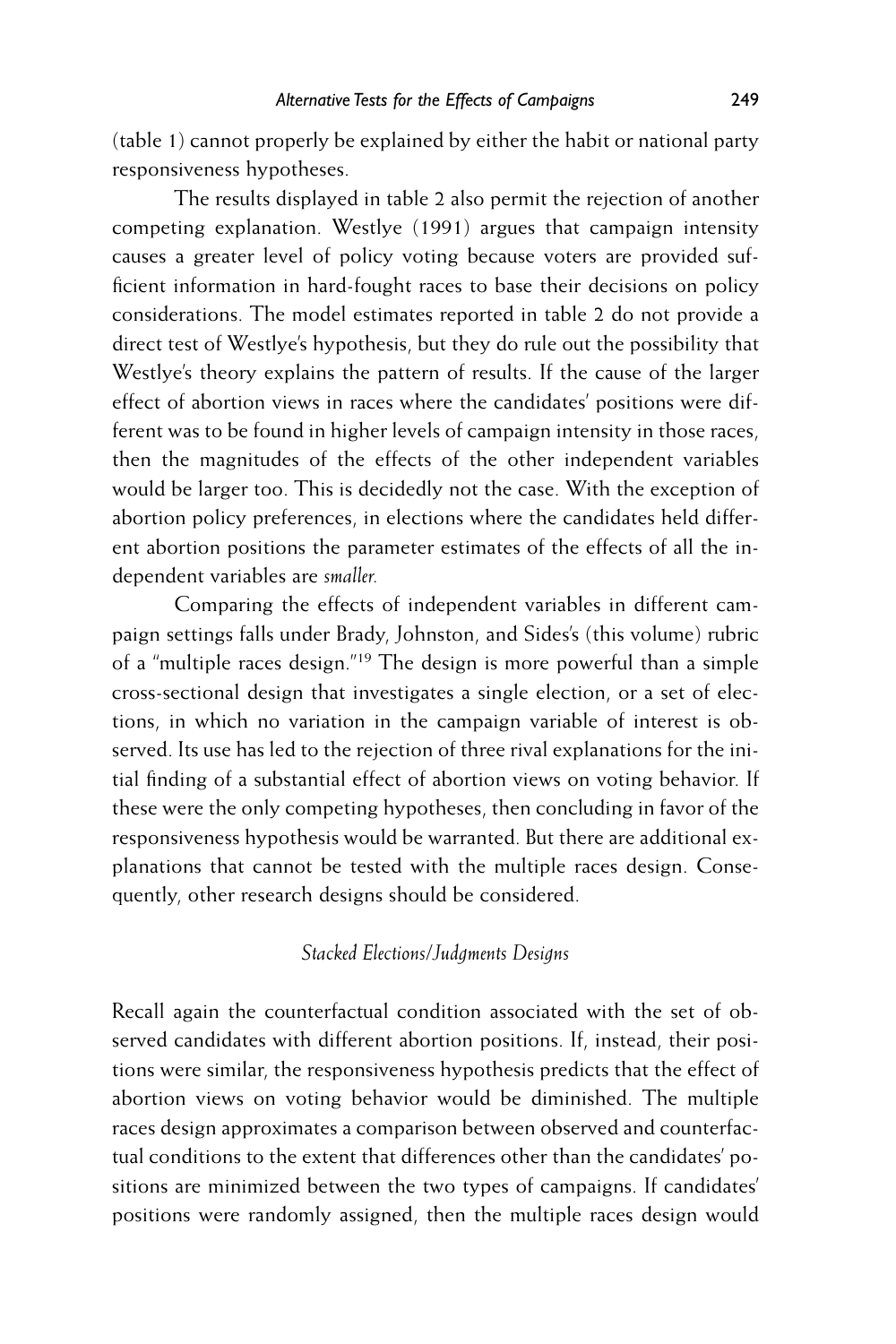(table 1) cannot properly be explained by either the habit or national party responsiveness hypotheses.

The results displayed in table 2 also permit the rejection of another competing explanation. Westlye (1991) argues that campaign intensity causes a greater level of policy voting because voters are provided sufficient information in hard-fought races to base their decisions on policy considerations. The model estimates reported in table 2 do not provide a direct test of Westlye's hypothesis, but they do rule out the possibility that Westlye's theory explains the pattern of results. If the cause of the larger effect of abortion views in races where the candidates' positions were different was to be found in higher levels of campaign intensity in those races, then the magnitudes of the effects of the other independent variables would be larger too. This is decidedly not the case. With the exception of abortion policy preferences, in elections where the candidates held different abortion positions the parameter estimates of the effects of all the independent variables are *smaller.*

Comparing the effects of independent variables in different campaign settings falls under Brady, Johnston, and Sides's (this volume) rubric of a "multiple races design."[19] The design is more powerful than a simple cross-sectional design that investigates a single election, or a set of elections, in which no variation in the campaign variable of interest is observed. Its use has led to the rejection of three rival explanations for the initial finding of a substantial effect of abortion views on voting behavior. If these were the only competing hypotheses, then concluding in favor of the responsiveness hypothesis would be warranted. But there are additional explanations that cannot be tested with the multiple races design. Consequently, other research designs should be considered.

### *Stacked Elections/Judgments Designs*

Recall again the counterfactual condition associated with the set of observed candidates with different abortion positions. If, instead, their positions were similar, the responsiveness hypothesis predicts that the effect of abortion views on voting behavior would be diminished. The multiple races design approximates a comparison between observed and counterfactual conditions to the extent that differences other than the candidates' positions are minimized between the two types of campaigns. If candidates' positions were randomly assigned, then the multiple races design would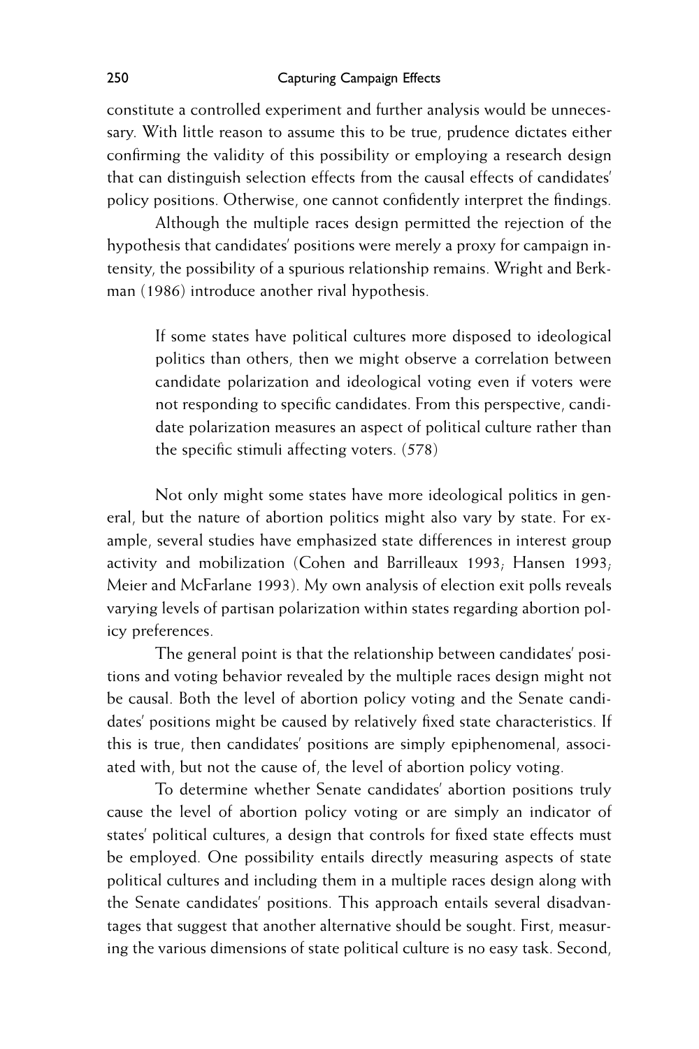constitute a controlled experiment and further analysis would be unnecessary. With little reason to assume this to be true, prudence dictates either confirming the validity of this possibility or employing a research design that can distinguish selection effects from the causal effects of candidates' policy positions. Otherwise, one cannot confidently interpret the findings.

Although the multiple races design permitted the rejection of the hypothesis that candidates' positions were merely a proxy for campaign intensity, the possibility of a spurious relationship remains. Wright and Berkman (1986) introduce another rival hypothesis.

> If some states have political cultures more disposed to ideological politics than others, then we might observe a correlation between candidate polarization and ideological voting even if voters were not responding to specific candidates. From this perspective, candidate polarization measures an aspect of political culture rather than the specific stimuli affecting voters. (578)

Not only might some states have more ideological politics in general, but the nature of abortion politics might also vary by state. For example, several studies have emphasized state differences in interest group activity and mobilization (Cohen and Barrilleaux 1993; Hansen 1993; Meier and McFarlane 1993). My own analysis of election exit polls reveals varying levels of partisan polarization within states regarding abortion policy preferences.

The general point is that the relationship between candidates' positions and voting behavior revealed by the multiple races design might not be causal. Both the level of abortion policy voting and the Senate candidates' positions might be caused by relatively fixed state characteristics. If this is true, then candidates' positions are simply epiphenomenal, associated with, but not the cause of, the level of abortion policy voting.

To determine whether Senate candidates' abortion positions truly cause the level of abortion policy voting or are simply an indicator of states' political cultures, a design that controls for fixed state effects must be employed. One possibility entails directly measuring aspects of state political cultures and including them in a multiple races design along with the Senate candidates' positions. This approach entails several disadvantages that suggest that another alternative should be sought. First, measuring the various dimensions of state political culture is no easy task. Second,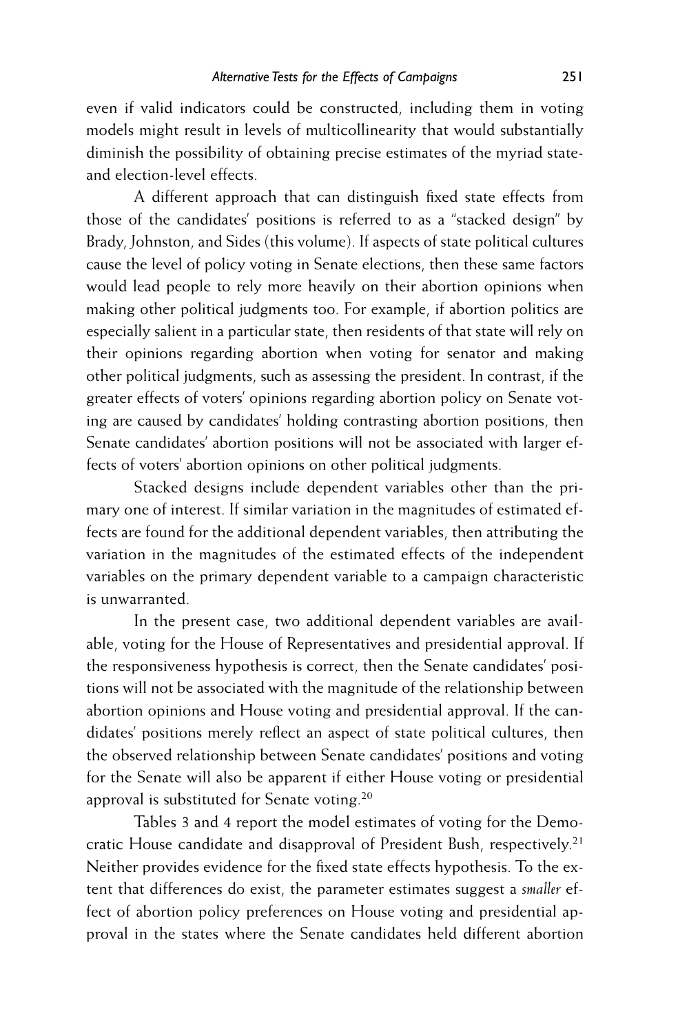even if valid indicators could be constructed, including them in voting models might result in levels of multicollinearity that would substantially diminish the possibility of obtaining precise estimates of the myriad state- and election-level effects.

A different approach that can distinguish fixed state effects from those of the candidates' positions is referred to as a "stacked design" by Brady, Johnston, and Sides (this volume). If aspects of state political cultures cause the level of policy voting in Senate elections, then these same factors would lead people to rely more heavily on their abortion opinions when making other political judgments too. For example, if abortion politics are especially salient in a particular state, then residents of that state will rely on their opinions regarding abortion when voting for senator and making other political judgments, such as assessing the president. In contrast, if the greater effects of voters' opinions regarding abortion policy on Senate voting are caused by candidates' holding contrasting abortion positions, then Senate candidates' abortion positions will not be associated with larger effects of voters' abortion opinions on other political judgments.

Stacked designs include dependent variables other than the primary one of interest. If similar variation in the magnitudes of estimated effects are found for the additional dependent variables, then attributing the variation in the magnitudes of the estimated effects of the independent variables on the primary dependent variable to a campaign characteristic is unwarranted.

In the present case, two additional dependent variables are available, voting for the House of Representatives and presidential approval. If the responsiveness hypothesis is correct, then the Senate candidates' positions will not be associated with the magnitude of the relationship between abortion opinions and House voting and presidential approval. If the candidates' positions merely reflect an aspect of state political cultures, then the observed relationship between Senate candidates' positions and voting for the Senate will also be apparent if either House voting or presidential approval is substituted for Senate voting.[20]

Tables 3 and 4 report the model estimates of voting for the Democratic House candidate and disapproval of President Bush, respectively.[21] Neither provides evidence for the fixed state effects hypothesis. To the extent that differences do exist, the parameter estimates suggest a *smaller* effect of abortion policy preferences on House voting and presidential approval in the states where the Senate candidates held different abortion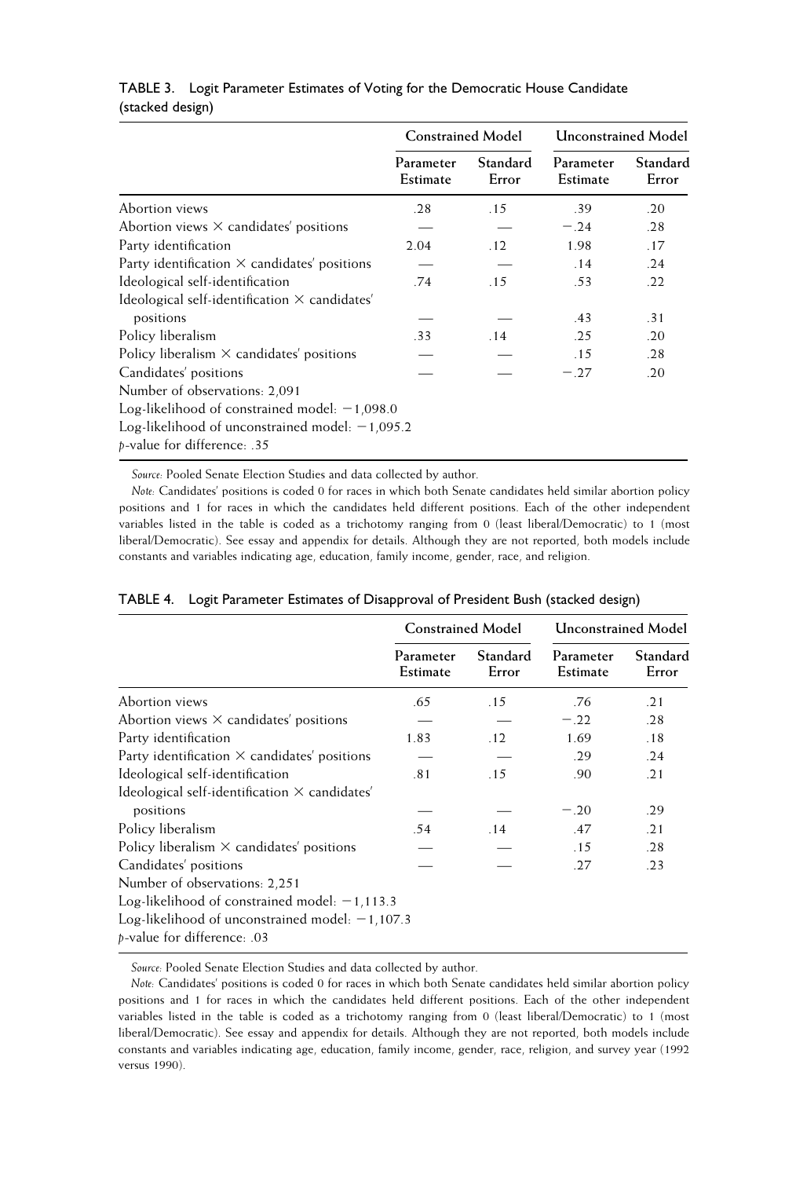TABLE 3. Logit Parameter Estimates of Voting for the Democratic House Candidate (stacked design)

| | Constrained Model | | Unconstrained Model | |
|---|---|---|---|---|
| | Parameter Estimate | Standard Error | Parameter Estimate | Standard Error |
| Abortion views | .28 | .15 | .39 | .20 |
| Abortion views × candidates' positions | — | — | −.24 | .28 |
| Party identification | 2.04 | .12 | 1.98 | .17 |
| Party identification × candidates' positions | — | — | .14 | .24 |
| Ideological self-identification | .74 | .15 | .53 | .22 |
| Ideological self-identification × candidates' positions | — | — | .43 | .31 |
| Policy liberalism | .33 | .14 | .25 | .20 |
| Policy liberalism × candidates' positions | — | — | .15 | .28 |
| Candidates' positions | — | — | −.27 | .20 |
| Number of observations: 2,091 | | | | |
| Log-likelihood of constrained model: −1,098.0 | | | | |
| Log-likelihood of unconstrained model: −1,095.2 | | | | |
| *p*-value for difference: .35 | | | | |

*Source:* Pooled Senate Election Studies and data collected by author.

*Note:* Candidates' positions is coded 0 for races in which both Senate candidates held similar abortion policy positions and 1 for races in which the candidates held different positions. Each of the other independent variables listed in the table is coded as a trichotomy ranging from 0 (least liberal/Democratic) to 1 (most liberal/Democratic). See essay and appendix for details. Although they are not reported, both models include constants and variables indicating age, education, family income, gender, race, and religion.

TABLE 4. Logit Parameter Estimates of Disapproval of President Bush (stacked design)

| | Constrained Model | | Unconstrained Model | |
|---|---|---|---|---|
| | Parameter Estimate | Standard Error | Parameter Estimate | Standard Error |
| Abortion views | .65 | .15 | .76 | .21 |
| Abortion views × candidates' positions | — | — | −.22 | .28 |
| Party identification | 1.83 | .12 | 1.69 | .18 |
| Party identification × candidates' positions | — | — | .29 | .24 |
| Ideological self-identification | .81 | .15 | .90 | .21 |
| Ideological self-identification × candidates' positions | — | — | −.20 | .29 |
| Policy liberalism | .54 | .14 | .47 | .21 |
| Policy liberalism × candidates' positions | — | — | .15 | .28 |
| Candidates' positions | — | — | .27 | .23 |
| Number of observations: 2,251 | | | | |
| Log-likelihood of constrained model: −1,113.3 | | | | |
| Log-likelihood of unconstrained model: −1,107.3 | | | | |
| *p*-value for difference: .03 | | | | |

*Source:* Pooled Senate Election Studies and data collected by author.

*Note:* Candidates' positions is coded 0 for races in which both Senate candidates held similar abortion policy positions and 1 for races in which the candidates held different positions. Each of the other independent variables listed in the table is coded as a trichotomy ranging from 0 (least liberal/Democratic) to 1 (most liberal/Democratic). See essay and appendix for details. Although they are not reported, both models include constants and variables indicating age, education, family income, gender, race, religion, and survey year (1992 versus 1990).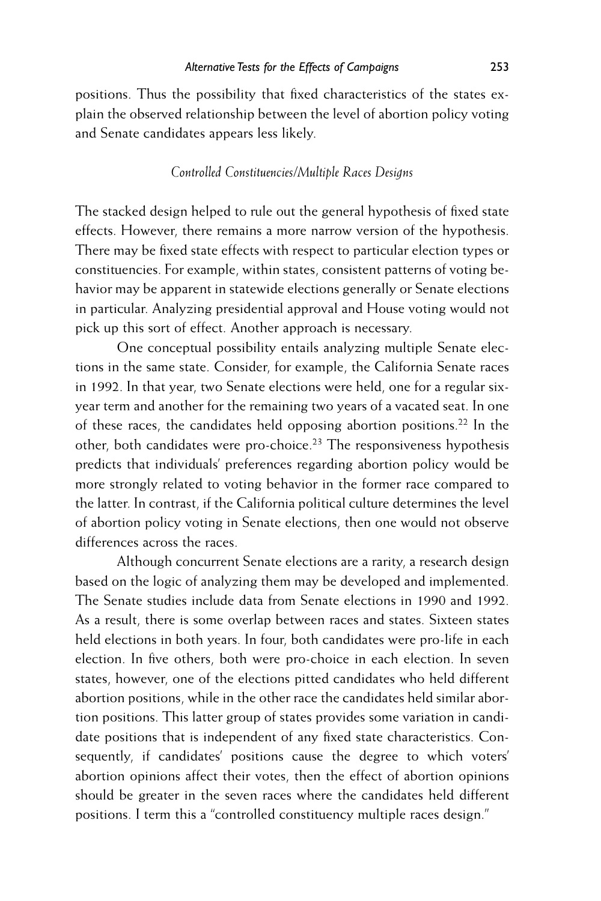positions. Thus the possibility that fixed characteristics of the states explain the observed relationship between the level of abortion policy voting and Senate candidates appears less likely.

### *Controlled Constituencies/Multiple Races Designs*

The stacked design helped to rule out the general hypothesis of fixed state effects. However, there remains a more narrow version of the hypothesis. There may be fixed state effects with respect to particular election types or constituencies. For example, within states, consistent patterns of voting behavior may be apparent in statewide elections generally or Senate elections in particular. Analyzing presidential approval and House voting would not pick up this sort of effect. Another approach is necessary.

One conceptual possibility entails analyzing multiple Senate elections in the same state. Consider, for example, the California Senate races in 1992. In that year, two Senate elections were held, one for a regular six-year term and another for the remaining two years of a vacated seat. In one of these races, the candidates held opposing abortion positions.[22] In the other, both candidates were pro-choice.[23] The responsiveness hypothesis predicts that individuals' preferences regarding abortion policy would be more strongly related to voting behavior in the former race compared to the latter. In contrast, if the California political culture determines the level of abortion policy voting in Senate elections, then one would not observe differences across the races.

Although concurrent Senate elections are a rarity, a research design based on the logic of analyzing them may be developed and implemented. The Senate studies include data from Senate elections in 1990 and 1992. As a result, there is some overlap between races and states. Sixteen states held elections in both years. In four, both candidates were pro-life in each election. In five others, both were pro-choice in each election. In seven states, however, one of the elections pitted candidates who held different abortion positions, while in the other race the candidates held similar abortion positions. This latter group of states provides some variation in candidate positions that is independent of any fixed state characteristics. Consequently, if candidates' positions cause the degree to which voters' abortion opinions affect their votes, then the effect of abortion opinions should be greater in the seven races where the candidates held different positions. I term this a "controlled constituency multiple races design."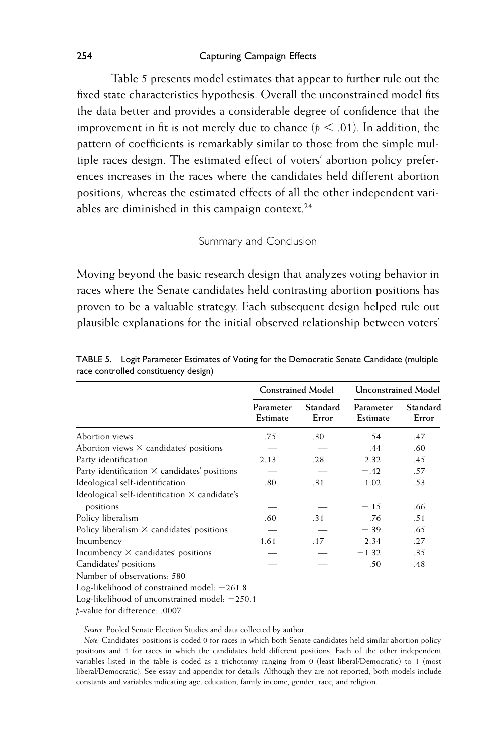Table 5 presents model estimates that appear to further rule out the fixed state characteristics hypothesis. Overall the unconstrained model fits the data better and provides a considerable degree of confidence that the improvement in fit is not merely due to chance ($p < .01$). In addition, the pattern of coefficients is remarkably similar to those from the simple multiple races design. The estimated effect of voters' abortion policy preferences increases in the races where the candidates held different abortion positions, whereas the estimated effects of all the other independent variables are diminished in this campaign context.[24]

## Summary and Conclusion

Moving beyond the basic research design that analyzes voting behavior in races where the Senate candidates held contrasting abortion positions has proven to be a valuable strategy. Each subsequent design helped rule out plausible explanations for the initial observed relationship between voters'

TABLE 5. Logit Parameter Estimates of Voting for the Democratic Senate Candidate (multiple race controlled constituency design)

| | Constrained Model | | Unconstrained Model | |
|---|---|---|---|---|
| | Parameter Estimate | Standard Error | Parameter Estimate | Standard Error |
| Abortion views | .75 | .30 | .54 | .47 |
| Abortion views × candidates' positions | — | — | .44 | .60 |
| Party identification | 2.13 | .28 | 2.32 | .45 |
| Party identification × candidates' positions | — | — | −.42 | .57 |
| Ideological self-identification | .80 | .31 | 1.02 | .53 |
| Ideological self-identification × candidate's positions | — | — | −.15 | .66 |
| Policy liberalism | .60 | .31 | .76 | .51 |
| Policy liberalism × candidates' positions | — | — | −.39 | .65 |
| Incumbency | 1.61 | .17 | 2.34 | .27 |
| Incumbency × candidates' positions | — | — | −1.32 | .35 |
| Candidates' positions | — | — | .50 | .48 |
| Number of observations: 580 | | | | |
| Log-likelihood of constrained model: −261.8 | | | | |
| Log-likelihood of unconstrained model: −250.1 | | | | |
| $p$-value for difference: .0007 | | | | |

*Source:* Pooled Senate Election Studies and data collected by author.

*Note:* Candidates' positions is coded 0 for races in which both Senate candidates held similar abortion policy positions and 1 for races in which the candidates held different positions. Each of the other independent variables listed in the table is coded as a trichotomy ranging from 0 (least liberal/Democratic) to 1 (most liberal/Democratic). See essay and appendix for details. Although they are not reported, both models include constants and variables indicating age, education, family income, gender, race, and religion.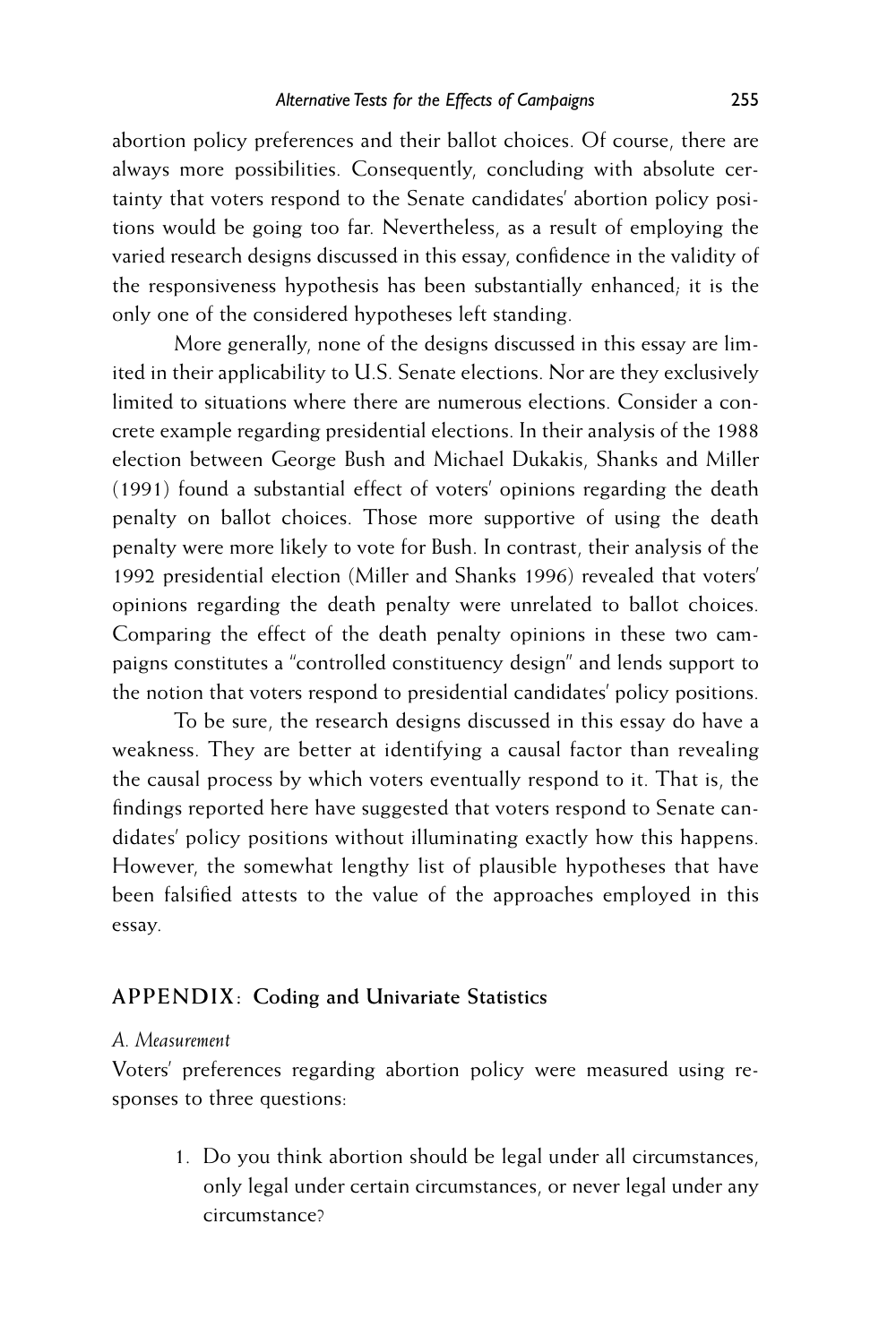abortion policy preferences and their ballot choices. Of course, there are always more possibilities. Consequently, concluding with absolute certainty that voters respond to the Senate candidates' abortion policy positions would be going too far. Nevertheless, as a result of employing the varied research designs discussed in this essay, confidence in the validity of the responsiveness hypothesis has been substantially enhanced; it is the only one of the considered hypotheses left standing.

More generally, none of the designs discussed in this essay are limited in their applicability to U.S. Senate elections. Nor are they exclusively limited to situations where there are numerous elections. Consider a concrete example regarding presidential elections. In their analysis of the 1988 election between George Bush and Michael Dukakis, Shanks and Miller (1991) found a substantial effect of voters' opinions regarding the death penalty on ballot choices. Those more supportive of using the death penalty were more likely to vote for Bush. In contrast, their analysis of the 1992 presidential election (Miller and Shanks 1996) revealed that voters' opinions regarding the death penalty were unrelated to ballot choices. Comparing the effect of the death penalty opinions in these two campaigns constitutes a "controlled constituency design" and lends support to the notion that voters respond to presidential candidates' policy positions.

To be sure, the research designs discussed in this essay do have a weakness. They are better at identifying a causal factor than revealing the causal process by which voters eventually respond to it. That is, the findings reported here have suggested that voters respond to Senate candidates' policy positions without illuminating exactly how this happens. However, the somewhat lengthy list of plausible hypotheses that have been falsified attests to the value of the approaches employed in this essay.

## APPENDIX: Coding and Univariate Statistics

### *A. Measurement*

Voters' preferences regarding abortion policy were measured using responses to three questions:

1. Do you think abortion should be legal under all circumstances, only legal under certain circumstances, or never legal under any circumstance?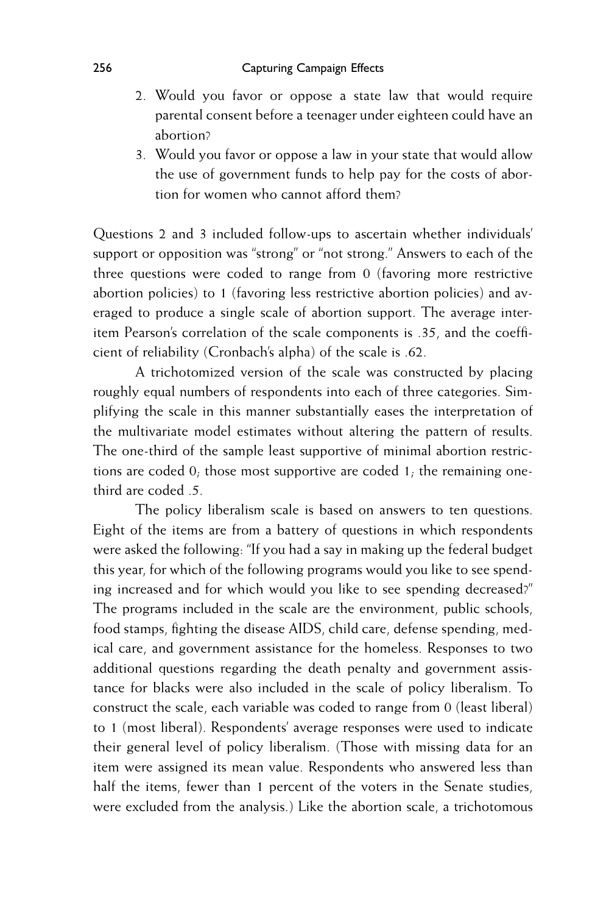2. Would you favor or oppose a state law that would require parental consent before a teenager under eighteen could have an abortion?
3. Would you favor or oppose a law in your state that would allow the use of government funds to help pay for the costs of abortion for women who cannot afford them?

Questions 2 and 3 included follow-ups to ascertain whether individuals' support or opposition was "strong" or "not strong." Answers to each of the three questions were coded to range from 0 (favoring more restrictive abortion policies) to 1 (favoring less restrictive abortion policies) and averaged to produce a single scale of abortion support. The average inter-item Pearson's correlation of the scale components is .35, and the coefficient of reliability (Cronbach's alpha) of the scale is .62.

A trichotomized version of the scale was constructed by placing roughly equal numbers of respondents into each of three categories. Simplifying the scale in this manner substantially eases the interpretation of the multivariate model estimates without altering the pattern of results. The one-third of the sample least supportive of minimal abortion restrictions are coded 0; those most supportive are coded 1; the remaining one-third are coded .5.

The policy liberalism scale is based on answers to ten questions. Eight of the items are from a battery of questions in which respondents were asked the following: "If you had a say in making up the federal budget this year, for which of the following programs would you like to see spending increased and for which would you like to see spending decreased?" The programs included in the scale are the environment, public schools, food stamps, fighting the disease AIDS, child care, defense spending, medical care, and government assistance for the homeless. Responses to two additional questions regarding the death penalty and government assistance for blacks were also included in the scale of policy liberalism. To construct the scale, each variable was coded to range from 0 (least liberal) to 1 (most liberal). Respondents' average responses were used to indicate their general level of policy liberalism. (Those with missing data for an item were assigned its mean value. Respondents who answered less than half the items, fewer than 1 percent of the voters in the Senate studies, were excluded from the analysis.) Like the abortion scale, a trichotomous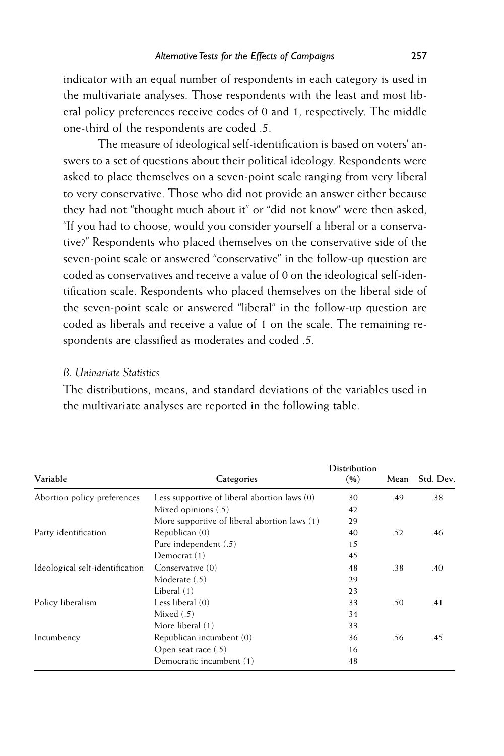indicator with an equal number of respondents in each category is used in the multivariate analyses. Those respondents with the least and most liberal policy preferences receive codes of 0 and 1, respectively. The middle one-third of the respondents are coded .5.

The measure of ideological self-identification is based on voters' answers to a set of questions about their political ideology. Respondents were asked to place themselves on a seven-point scale ranging from very liberal to very conservative. Those who did not provide an answer either because they had not "thought much about it" or "did not know" were then asked, "If you had to choose, would you consider yourself a liberal or a conservative?" Respondents who placed themselves on the conservative side of the seven-point scale or answered "conservative" in the follow-up question are coded as conservatives and receive a value of 0 on the ideological self-identification scale. Respondents who placed themselves on the liberal side of the seven-point scale or answered "liberal" in the follow-up question are coded as liberals and receive a value of 1 on the scale. The remaining respondents are classified as moderates and coded .5.

### *B. Univariate Statistics*

The distributions, means, and standard deviations of the variables used in the multivariate analyses are reported in the following table.

| Variable | Categories | Distribution (%) | Mean | Std. Dev. |
|---|---|---|---|---|
| Abortion policy preferences | Less supportive of liberal abortion laws (0) | 30 | .49 | .38 |
| | Mixed opinions (.5) | 42 | | |
| | More supportive of liberal abortion laws (1) | 29 | | |
| Party identification | Republican (0) | 40 | .52 | .46 |
| | Pure independent (.5) | 15 | | |
| | Democrat (1) | 45 | | |
| Ideological self-identification | Conservative (0) | 48 | .38 | .40 |
| | Moderate (.5) | 29 | | |
| | Liberal (1) | 23 | | |
| Policy liberalism | Less liberal (0) | 33 | .50 | .41 |
| | Mixed (.5) | 34 | | |
| | More liberal (1) | 33 | | |
| Incumbency | Republican incumbent (0) | 36 | .56 | .45 |
| | Open seat race (.5) | 16 | | |
| | Democratic incumbent (1) | 48 | | |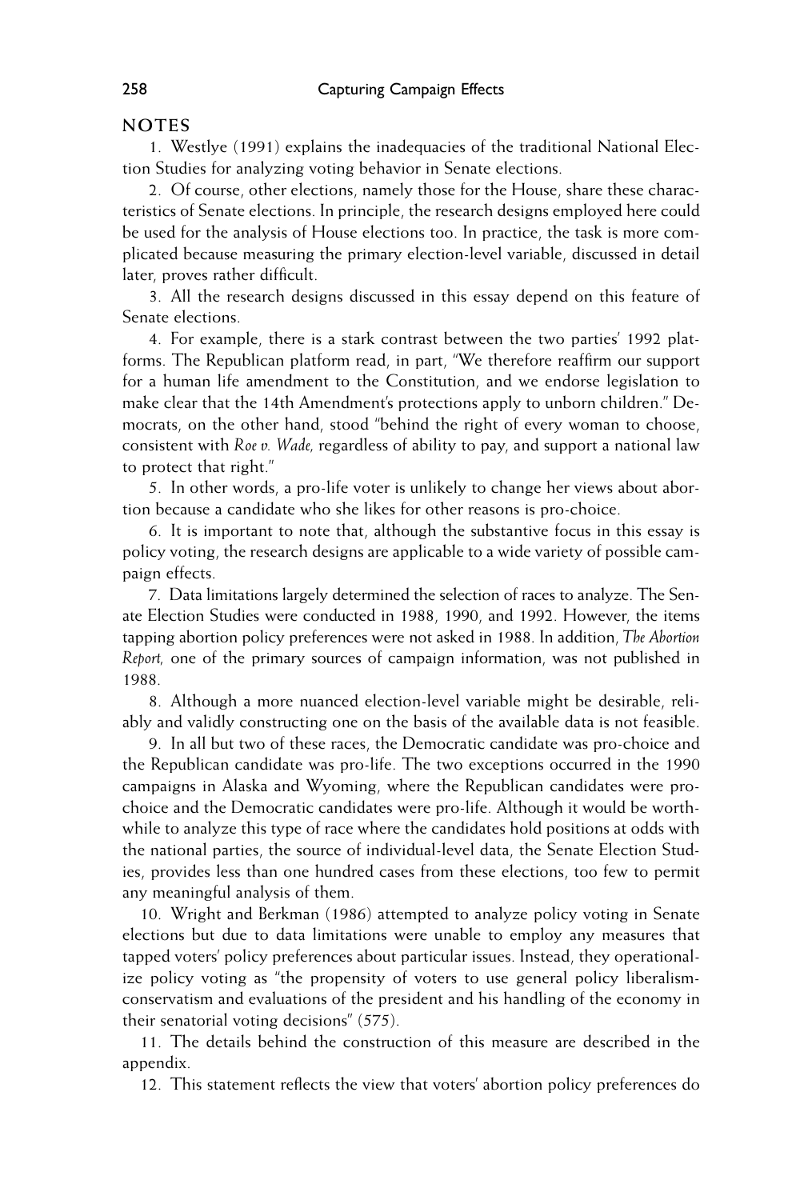## NOTES

1. Westlye (1991) explains the inadequacies of the traditional National Election Studies for analyzing voting behavior in Senate elections.

2. Of course, other elections, namely those for the House, share these characteristics of Senate elections. In principle, the research designs employed here could be used for the analysis of House elections too. In practice, the task is more complicated because measuring the primary election-level variable, discussed in detail later, proves rather difficult.

3. All the research designs discussed in this essay depend on this feature of Senate elections.

4. For example, there is a stark contrast between the two parties' 1992 platforms. The Republican platform read, in part, "We therefore reaffirm our support for a human life amendment to the Constitution, and we endorse legislation to make clear that the 14th Amendment's protections apply to unborn children." Democrats, on the other hand, stood "behind the right of every woman to choose, consistent with *Roe v. Wade,* regardless of ability to pay, and support a national law to protect that right."

5. In other words, a pro-life voter is unlikely to change her views about abortion because a candidate who she likes for other reasons is pro-choice.

6. It is important to note that, although the substantive focus in this essay is policy voting, the research designs are applicable to a wide variety of possible campaign effects.

7. Data limitations largely determined the selection of races to analyze. The Senate Election Studies were conducted in 1988, 1990, and 1992. However, the items tapping abortion policy preferences were not asked in 1988. In addition, *The Abortion Report,* one of the primary sources of campaign information, was not published in 1988.

8. Although a more nuanced election-level variable might be desirable, reliably and validly constructing one on the basis of the available data is not feasible.

9. In all but two of these races, the Democratic candidate was pro-choice and the Republican candidate was pro-life. The two exceptions occurred in the 1990 campaigns in Alaska and Wyoming, where the Republican candidates were pro-choice and the Democratic candidates were pro-life. Although it would be worthwhile to analyze this type of race where the candidates hold positions at odds with the national parties, the source of individual-level data, the Senate Election Studies, provides less than one hundred cases from these elections, too few to permit any meaningful analysis of them.

10. Wright and Berkman (1986) attempted to analyze policy voting in Senate elections but due to data limitations were unable to employ any measures that tapped voters' policy preferences about particular issues. Instead, they operationalize policy voting as "the propensity of voters to use general policy liberalism-conservatism and evaluations of the president and his handling of the economy in their senatorial voting decisions" (575).

11. The details behind the construction of this measure are described in the appendix.

12. This statement reflects the view that voters' abortion policy preferences do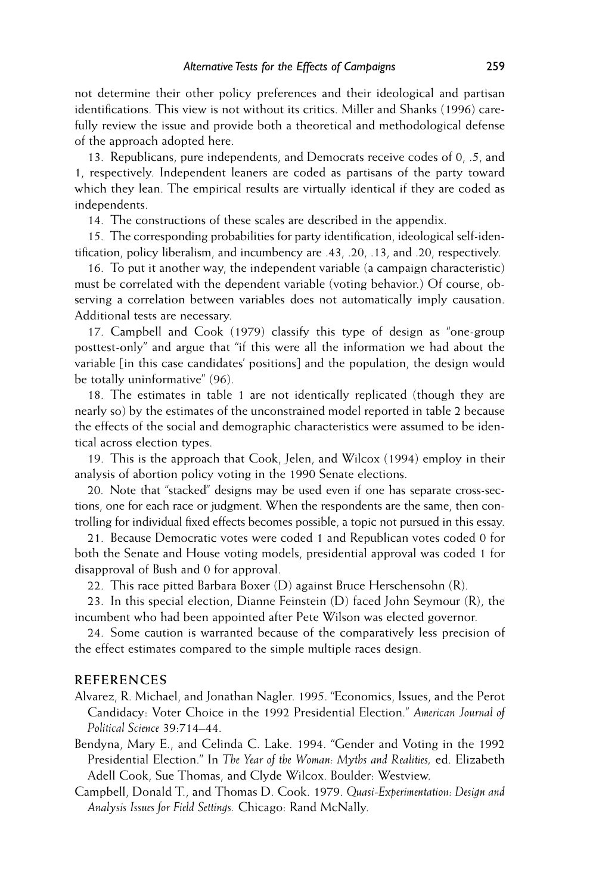not determine their other policy preferences and their ideological and partisan identifications. This view is not without its critics. Miller and Shanks (1996) carefully review the issue and provide both a theoretical and methodological defense of the approach adopted here.

13. Republicans, pure independents, and Democrats receive codes of 0, .5, and 1, respectively. Independent leaners are coded as partisans of the party toward which they lean. The empirical results are virtually identical if they are coded as independents.

14. The constructions of these scales are described in the appendix.

15. The corresponding probabilities for party identification, ideological self-identification, policy liberalism, and incumbency are .43, .20, .13, and .20, respectively.

16. To put it another way, the independent variable (a campaign characteristic) must be correlated with the dependent variable (voting behavior.) Of course, observing a correlation between variables does not automatically imply causation. Additional tests are necessary.

17. Campbell and Cook (1979) classify this type of design as "one-group posttest-only" and argue that "if this were all the information we had about the variable [in this case candidates' positions] and the population, the design would be totally uninformative" (96).

18. The estimates in table 1 are not identically replicated (though they are nearly so) by the estimates of the unconstrained model reported in table 2 because the effects of the social and demographic characteristics were assumed to be identical across election types.

19. This is the approach that Cook, Jelen, and Wilcox (1994) employ in their analysis of abortion policy voting in the 1990 Senate elections.

20. Note that "stacked" designs may be used even if one has separate cross-sections, one for each race or judgment. When the respondents are the same, then controlling for individual fixed effects becomes possible, a topic not pursued in this essay.

21. Because Democratic votes were coded 1 and Republican votes coded 0 for both the Senate and House voting models, presidential approval was coded 1 for disapproval of Bush and 0 for approval.

22. This race pitted Barbara Boxer (D) against Bruce Herschensohn (R).

23. In this special election, Dianne Feinstein (D) faced John Seymour (R), the incumbent who had been appointed after Pete Wilson was elected governor.

24. Some caution is warranted because of the comparatively less precision of the effect estimates compared to the simple multiple races design.

## REFERENCES

Alvarez, R. Michael, and Jonathan Nagler. 1995. "Economics, Issues, and the Perot Candidacy: Voter Choice in the 1992 Presidential Election." *American Journal of Political Science* 39:714–44.

Bendyna, Mary E., and Celinda C. Lake. 1994. "Gender and Voting in the 1992 Presidential Election." In *The Year of the Woman: Myths and Realities,* ed. Elizabeth Adell Cook, Sue Thomas, and Clyde Wilcox. Boulder: Westview.

Campbell, Donald T., and Thomas D. Cook. 1979. *Quasi-Experimentation: Design and Analysis Issues for Field Settings.* Chicago: Rand McNally.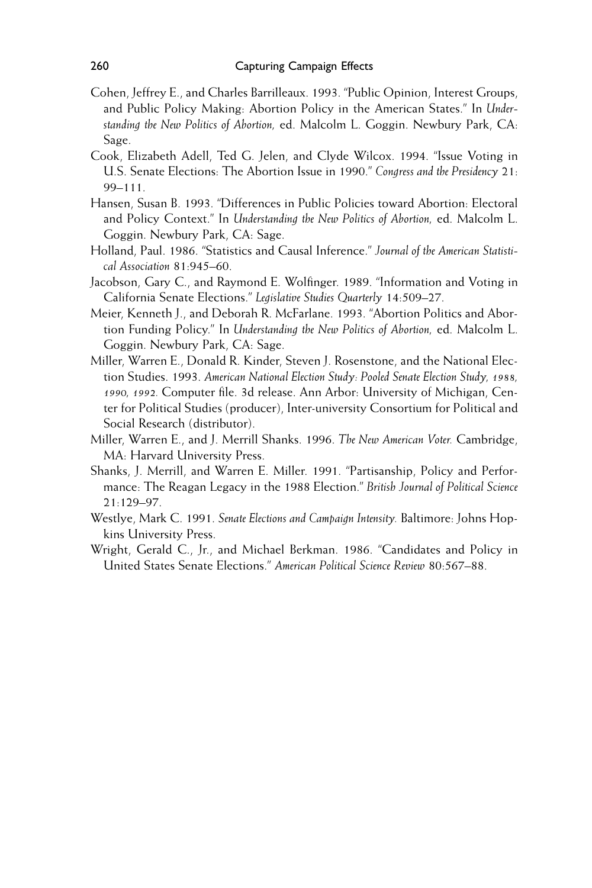Cohen, Jeffrey E., and Charles Barrilleaux. 1993. "Public Opinion, Interest Groups, and Public Policy Making: Abortion Policy in the American States." In *Understanding the New Politics of Abortion,* ed. Malcolm L. Goggin. Newbury Park, CA: Sage.

Cook, Elizabeth Adell, Ted G. Jelen, and Clyde Wilcox. 1994. "Issue Voting in U.S. Senate Elections: The Abortion Issue in 1990." *Congress and the Presidency* 21: 99–111.

Hansen, Susan B. 1993. "Differences in Public Policies toward Abortion: Electoral and Policy Context." In *Understanding the New Politics of Abortion,* ed. Malcolm L. Goggin. Newbury Park, CA: Sage.

Holland, Paul. 1986. "Statistics and Causal Inference." *Journal of the American Statistical Association* 81:945–60.

Jacobson, Gary C., and Raymond E. Wolfinger. 1989. "Information and Voting in California Senate Elections." *Legislative Studies Quarterly* 14:509–27.

Meier, Kenneth J., and Deborah R. McFarlane. 1993. "Abortion Politics and Abortion Funding Policy." In *Understanding the New Politics of Abortion,* ed. Malcolm L. Goggin. Newbury Park, CA: Sage.

Miller, Warren E., Donald R. Kinder, Steven J. Rosenstone, and the National Election Studies. 1993. *American National Election Study: Pooled Senate Election Study, 1988, 1990, 1992.* Computer file. 3d release. Ann Arbor: University of Michigan, Center for Political Studies (producer), Inter-university Consortium for Political and Social Research (distributor).

Miller, Warren E., and J. Merrill Shanks. 1996. *The New American Voter.* Cambridge, MA: Harvard University Press.

Shanks, J. Merrill, and Warren E. Miller. 1991. "Partisanship, Policy and Performance: The Reagan Legacy in the 1988 Election." *British Journal of Political Science* 21:129–97.

Westlye, Mark C. 1991. *Senate Elections and Campaign Intensity.* Baltimore: Johns Hopkins University Press.

Wright, Gerald C., Jr., and Michael Berkman. 1986. "Candidates and Policy in United States Senate Elections." *American Political Science Review* 80:567–88.